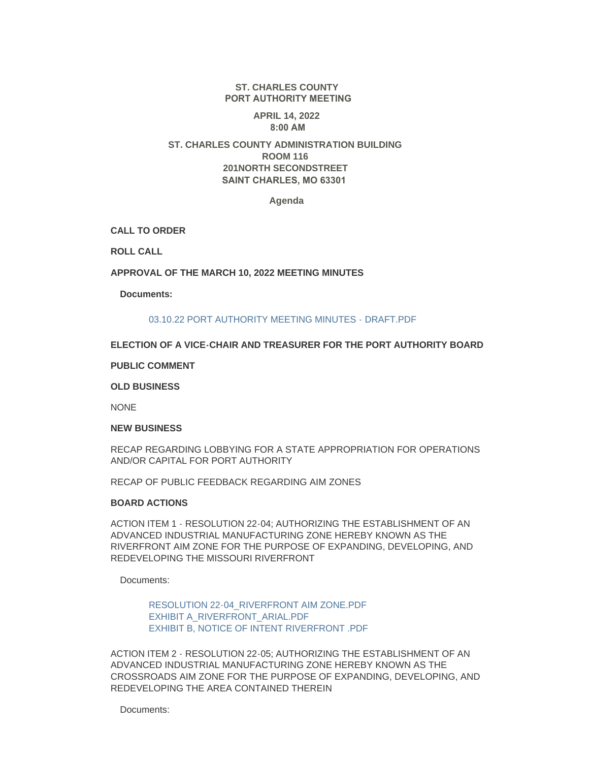**ST. CHARLES COUNTY**
**PORT AUTHORITY MEETING**

**APRIL 14, 2022**
**8:00 AM**

**ST. CHARLES COUNTY ADMINISTRATION BUILDING**
**ROOM 116**
**201NORTH SECONDSTREET**
**SAINT CHARLES, MO 63301**

**Agenda**

**CALL TO ORDER**

**ROLL CALL**

**APPROVAL OF THE MARCH 10, 2022 MEETING MINUTES**

**Documents:**

03.10.22 PORT AUTHORITY MEETING MINUTES - DRAFT.PDF

**ELECTION OF A VICE-CHAIR AND TREASURER FOR THE PORT AUTHORITY BOARD**

**PUBLIC COMMENT**

**OLD BUSINESS**

NONE

**NEW BUSINESS**

RECAP REGARDING LOBBYING FOR A STATE APPROPRIATION FOR OPERATIONS AND/OR CAPITAL FOR PORT AUTHORITY

RECAP OF PUBLIC FEEDBACK REGARDING AIM ZONES

**BOARD ACTIONS**

ACTION ITEM 1 - RESOLUTION 22-04; AUTHORIZING THE ESTABLISHMENT OF AN ADVANCED INDUSTRIAL MANUFACTURING ZONE HEREBY KNOWN AS THE RIVERFRONT AIM ZONE FOR THE PURPOSE OF EXPANDING, DEVELOPING, AND REDEVELOPING THE MISSOURI RIVERFRONT

Documents:

RESOLUTION 22-04_RIVERFRONT AIM ZONE.PDF
EXHIBIT A_RIVERFRONT_ARIAL.PDF
EXHIBIT B, NOTICE OF INTENT RIVERFRONT .PDF

ACTION ITEM 2 - RESOLUTION 22-05; AUTHORIZING THE ESTABLISHMENT OF AN ADVANCED INDUSTRIAL MANUFACTURING ZONE HEREBY KNOWN AS THE CROSSROADS AIM ZONE FOR THE PURPOSE OF EXPANDING, DEVELOPING, AND REDEVELOPING THE AREA CONTAINED THEREIN

Documents: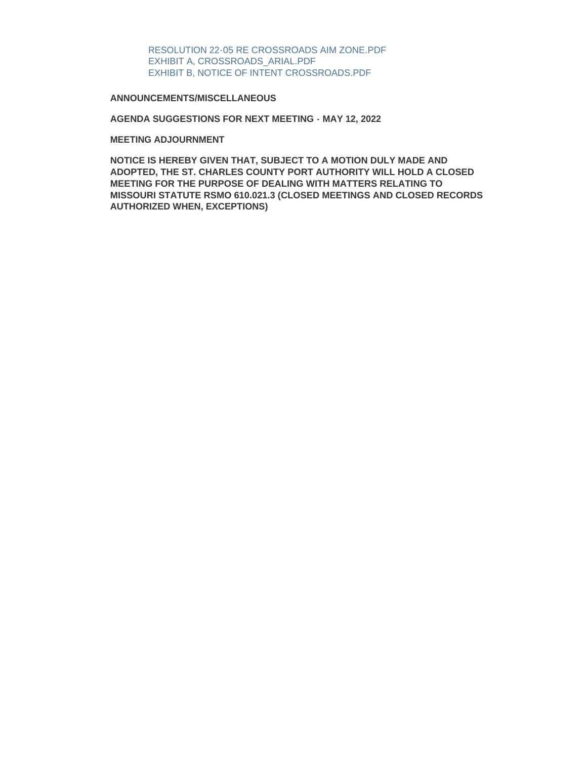RESOLUTION 22-05 RE CROSSROADS AIM ZONE.PDF
EXHIBIT A, CROSSROADS_ARIAL.PDF
EXHIBIT B, NOTICE OF INTENT CROSSROADS.PDF

**ANNOUNCEMENTS/MISCELLANEOUS**

**AGENDA SUGGESTIONS FOR NEXT MEETING - MAY 12, 2022**

**MEETING ADJOURNMENT**

**NOTICE IS HEREBY GIVEN THAT, SUBJECT TO A MOTION DULY MADE AND ADOPTED, THE ST. CHARLES COUNTY PORT AUTHORITY WILL HOLD A CLOSED MEETING FOR THE PURPOSE OF DEALING WITH MATTERS RELATING TO MISSOURI STATUTE RSMO 610.021.3 (CLOSED MEETINGS AND CLOSED RECORDS AUTHORIZED WHEN, EXCEPTIONS)**